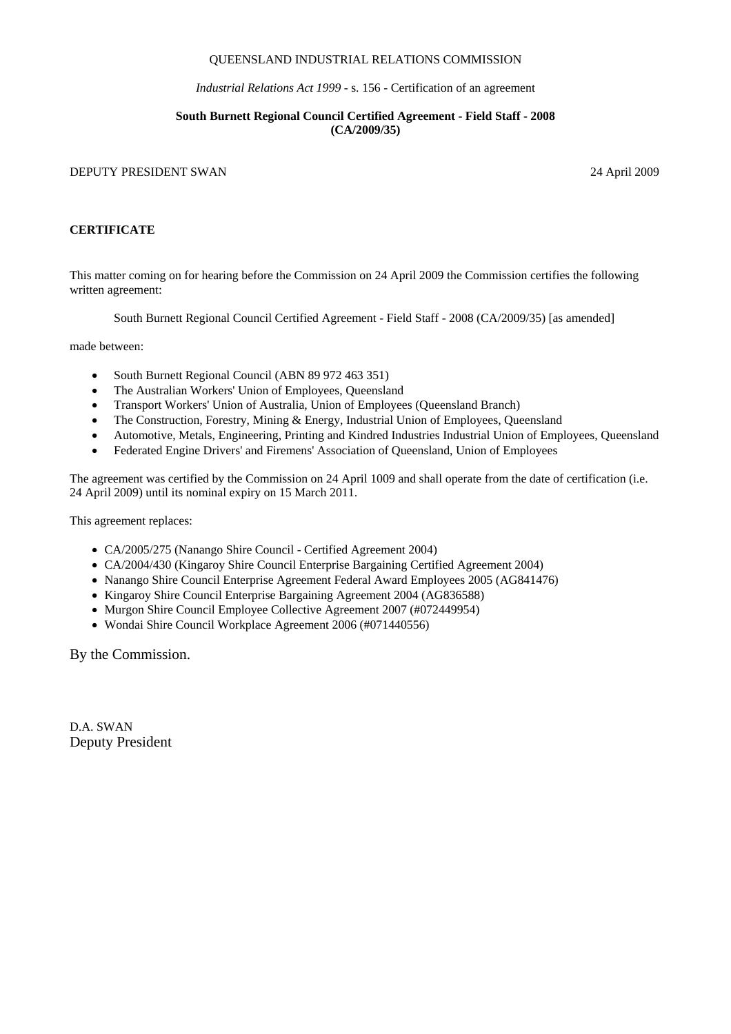QUEENSLAND INDUSTRIAL RELATIONS COMMISSION

*Industrial Relations Act 1999* - s. 156 - Certification of an agreement

**South Burnett Regional Council Certified Agreement - Field Staff - 2008 (CA/2009/35)**

DEPUTY PRESIDENT SWAN 24 April 2009

**CERTIFICATE**

This matter coming on for hearing before the Commission on 24 April 2009 the Commission certifies the following written agreement:

South Burnett Regional Council Certified Agreement - Field Staff - 2008 (CA/2009/35) [as amended]

made between:

- South Burnett Regional Council (ABN 89 972 463 351)
- The Australian Workers' Union of Employees, Queensland
- Transport Workers' Union of Australia, Union of Employees (Queensland Branch)
- The Construction, Forestry, Mining & Energy, Industrial Union of Employees, Queensland
- Automotive, Metals, Engineering, Printing and Kindred Industries Industrial Union of Employees, Queensland
- Federated Engine Drivers' and Firemens' Association of Queensland, Union of Employees

The agreement was certified by the Commission on 24 April 1009 and shall operate from the date of certification (i.e. 24 April 2009) until its nominal expiry on 15 March 2011.

This agreement replaces:

- CA/2005/275 (Nanango Shire Council - Certified Agreement 2004)
- CA/2004/430 (Kingaroy Shire Council Enterprise Bargaining Certified Agreement 2004)
- Nanango Shire Council Enterprise Agreement Federal Award Employees 2005 (AG841476)
- Kingaroy Shire Council Enterprise Bargaining Agreement 2004 (AG836588)
- Murgon Shire Council Employee Collective Agreement 2007 (#072449954)
- Wondai Shire Council Workplace Agreement 2006 (#071440556)

By the Commission.

D.A. SWAN
Deputy President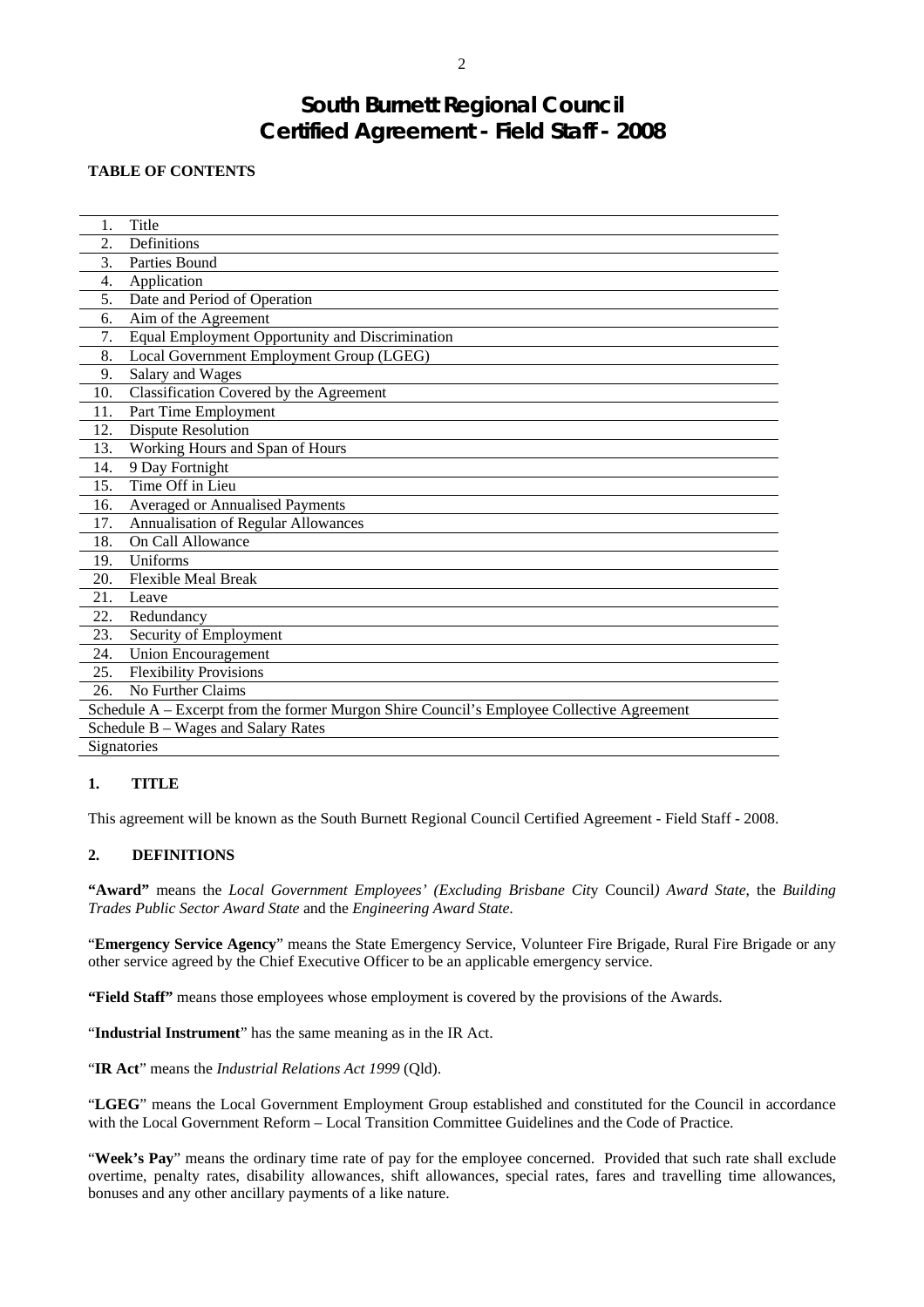# South Burnett Regional Council
# Certified Agreement - Field Staff - 2008

**TABLE OF CONTENTS**

| | |
|---|---|
| 1. | Title |
| 2. | Definitions |
| 3. | Parties Bound |
| 4. | Application |
| 5. | Date and Period of Operation |
| 6. | Aim of the Agreement |
| 7. | Equal Employment Opportunity and Discrimination |
| 8. | Local Government Employment Group (LGEG) |
| 9. | Salary and Wages |
| 10. | Classification Covered by the Agreement |
| 11. | Part Time Employment |
| 12. | Dispute Resolution |
| 13. | Working Hours and Span of Hours |
| 14. | 9 Day Fortnight |
| 15. | Time Off in Lieu |
| 16. | Averaged or Annualised Payments |
| 17. | Annualisation of Regular Allowances |
| 18. | On Call Allowance |
| 19. | Uniforms |
| 20. | Flexible Meal Break |
| 21. | Leave |
| 22. | Redundancy |
| 23. | Security of Employment |
| 24. | Union Encouragement |
| 25. | Flexibility Provisions |
| 26. | No Further Claims |
| Schedule A – Excerpt from the former Murgon Shire Council's Employee Collective Agreement | |
| Schedule B – Wages and Salary Rates | |
| Signatories | |

## 1. TITLE

This agreement will be known as the South Burnett Regional Council Certified Agreement - Field Staff - 2008.

## 2. DEFINITIONS

**"Award"** means the *Local Government Employees' (Excluding Brisbane City Council) Award State*, the *Building Trades Public Sector Award State* and the *Engineering Award State*.

"**Emergency Service Agency**" means the State Emergency Service, Volunteer Fire Brigade, Rural Fire Brigade or any other service agreed by the Chief Executive Officer to be an applicable emergency service.

**"Field Staff"** means those employees whose employment is covered by the provisions of the Awards.

"**Industrial Instrument**" has the same meaning as in the IR Act.

"**IR Act**" means the *Industrial Relations Act 1999* (Qld).

"**LGEG**" means the Local Government Employment Group established and constituted for the Council in accordance with the Local Government Reform – Local Transition Committee Guidelines and the Code of Practice.

"**Week's Pay**" means the ordinary time rate of pay for the employee concerned. Provided that such rate shall exclude overtime, penalty rates, disability allowances, shift allowances, special rates, fares and travelling time allowances, bonuses and any other ancillary payments of a like nature.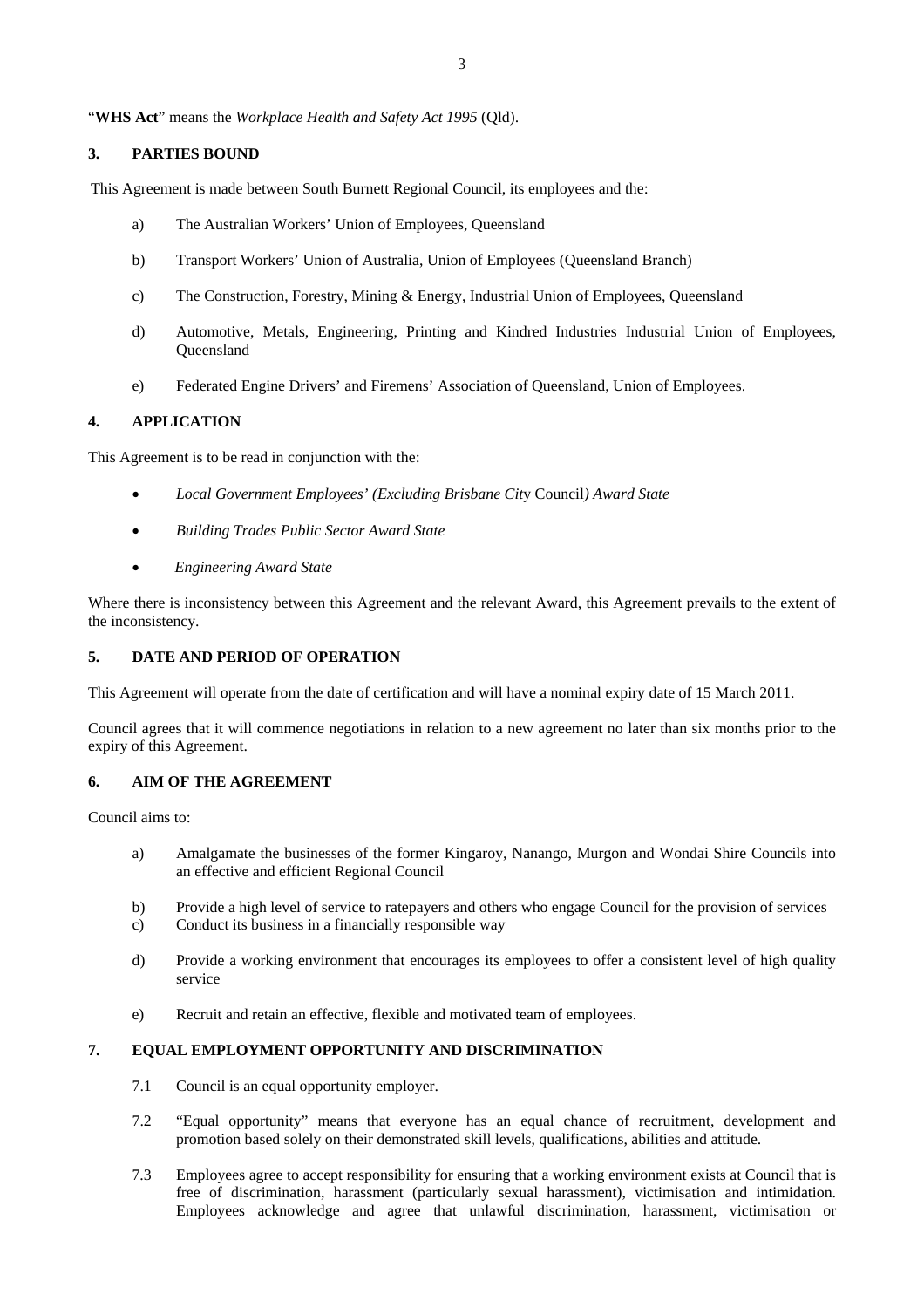"**WHS Act**" means the *Workplace Health and Safety Act 1995* (Qld).

## 3. PARTIES BOUND

This Agreement is made between South Burnett Regional Council, its employees and the:

a) The Australian Workers' Union of Employees, Queensland

b) Transport Workers' Union of Australia, Union of Employees (Queensland Branch)

c) The Construction, Forestry, Mining & Energy, Industrial Union of Employees, Queensland

d) Automotive, Metals, Engineering, Printing and Kindred Industries Industrial Union of Employees, Queensland

e) Federated Engine Drivers' and Firemens' Association of Queensland, Union of Employees.

## 4. APPLICATION

This Agreement is to be read in conjunction with the:

- *Local Government Employees' (Excluding Brisbane City* Council*) Award State*
- *Building Trades Public Sector Award State*
- *Engineering Award State*

Where there is inconsistency between this Agreement and the relevant Award, this Agreement prevails to the extent of the inconsistency.

## 5. DATE AND PERIOD OF OPERATION

This Agreement will operate from the date of certification and will have a nominal expiry date of 15 March 2011.

Council agrees that it will commence negotiations in relation to a new agreement no later than six months prior to the expiry of this Agreement.

## 6. AIM OF THE AGREEMENT

Council aims to:

a) Amalgamate the businesses of the former Kingaroy, Nanango, Murgon and Wondai Shire Councils into an effective and efficient Regional Council

b) Provide a high level of service to ratepayers and others who engage Council for the provision of services

c) Conduct its business in a financially responsible way

d) Provide a working environment that encourages its employees to offer a consistent level of high quality service

e) Recruit and retain an effective, flexible and motivated team of employees.

## 7. EQUAL EMPLOYMENT OPPORTUNITY AND DISCRIMINATION

7.1 Council is an equal opportunity employer.

7.2 "Equal opportunity" means that everyone has an equal chance of recruitment, development and promotion based solely on their demonstrated skill levels, qualifications, abilities and attitude.

7.3 Employees agree to accept responsibility for ensuring that a working environment exists at Council that is free of discrimination, harassment (particularly sexual harassment), victimisation and intimidation. Employees acknowledge and agree that unlawful discrimination, harassment, victimisation or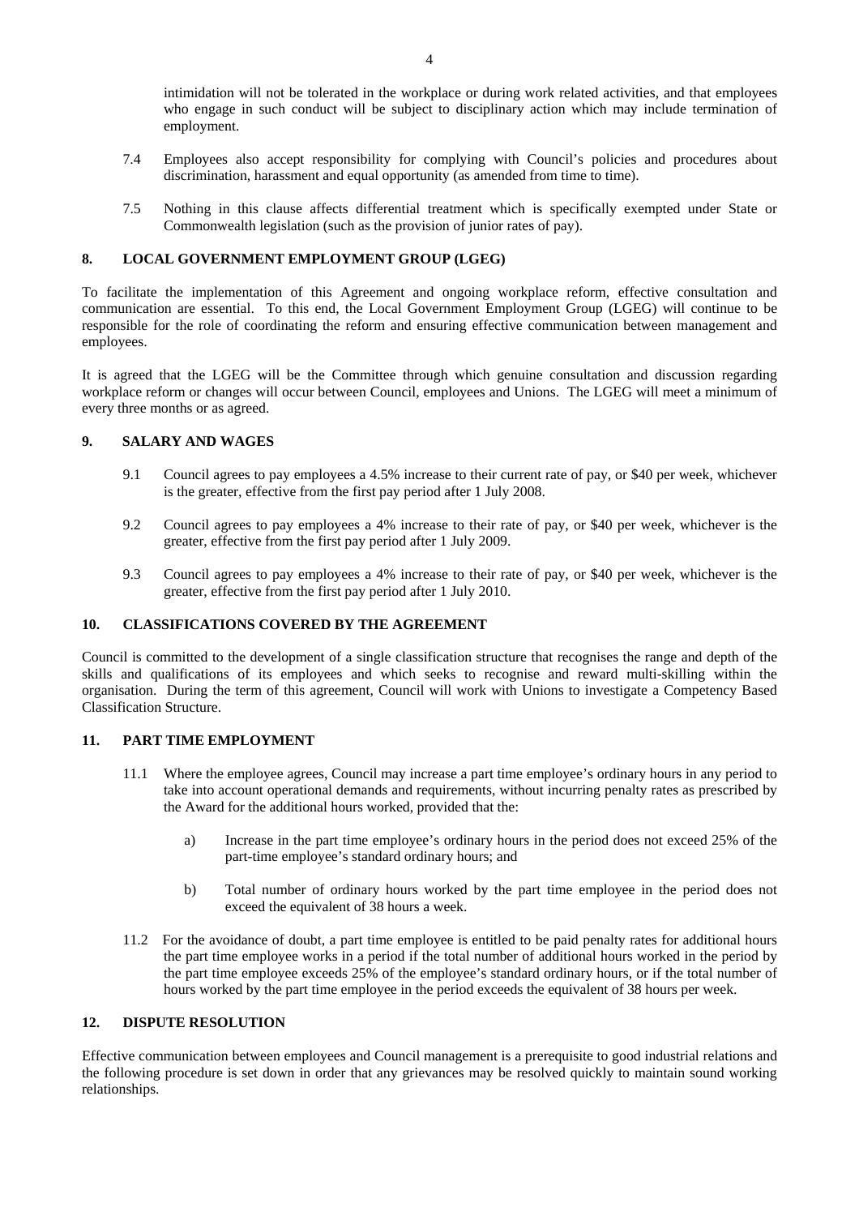intimidation will not be tolerated in the workplace or during work related activities, and that employees who engage in such conduct will be subject to disciplinary action which may include termination of employment.

7.4 Employees also accept responsibility for complying with Council's policies and procedures about discrimination, harassment and equal opportunity (as amended from time to time).

7.5 Nothing in this clause affects differential treatment which is specifically exempted under State or Commonwealth legislation (such as the provision of junior rates of pay).

## 8. LOCAL GOVERNMENT EMPLOYMENT GROUP (LGEG)

To facilitate the implementation of this Agreement and ongoing workplace reform, effective consultation and communication are essential. To this end, the Local Government Employment Group (LGEG) will continue to be responsible for the role of coordinating the reform and ensuring effective communication between management and employees.

It is agreed that the LGEG will be the Committee through which genuine consultation and discussion regarding workplace reform or changes will occur between Council, employees and Unions. The LGEG will meet a minimum of every three months or as agreed.

## 9. SALARY AND WAGES

9.1 Council agrees to pay employees a 4.5% increase to their current rate of pay, or $40 per week, whichever is the greater, effective from the first pay period after 1 July 2008.

9.2 Council agrees to pay employees a 4% increase to their rate of pay, or $40 per week, whichever is the greater, effective from the first pay period after 1 July 2009.

9.3 Council agrees to pay employees a 4% increase to their rate of pay, or $40 per week, whichever is the greater, effective from the first pay period after 1 July 2010.

## 10. CLASSIFICATIONS COVERED BY THE AGREEMENT

Council is committed to the development of a single classification structure that recognises the range and depth of the skills and qualifications of its employees and which seeks to recognise and reward multi-skilling within the organisation. During the term of this agreement, Council will work with Unions to investigate a Competency Based Classification Structure.

## 11. PART TIME EMPLOYMENT

11.1 Where the employee agrees, Council may increase a part time employee's ordinary hours in any period to take into account operational demands and requirements, without incurring penalty rates as prescribed by the Award for the additional hours worked, provided that the:

a) Increase in the part time employee's ordinary hours in the period does not exceed 25% of the part-time employee's standard ordinary hours; and

b) Total number of ordinary hours worked by the part time employee in the period does not exceed the equivalent of 38 hours a week.

11.2 For the avoidance of doubt, a part time employee is entitled to be paid penalty rates for additional hours the part time employee works in a period if the total number of additional hours worked in the period by the part time employee exceeds 25% of the employee's standard ordinary hours, or if the total number of hours worked by the part time employee in the period exceeds the equivalent of 38 hours per week.

## 12. DISPUTE RESOLUTION

Effective communication between employees and Council management is a prerequisite to good industrial relations and the following procedure is set down in order that any grievances may be resolved quickly to maintain sound working relationships.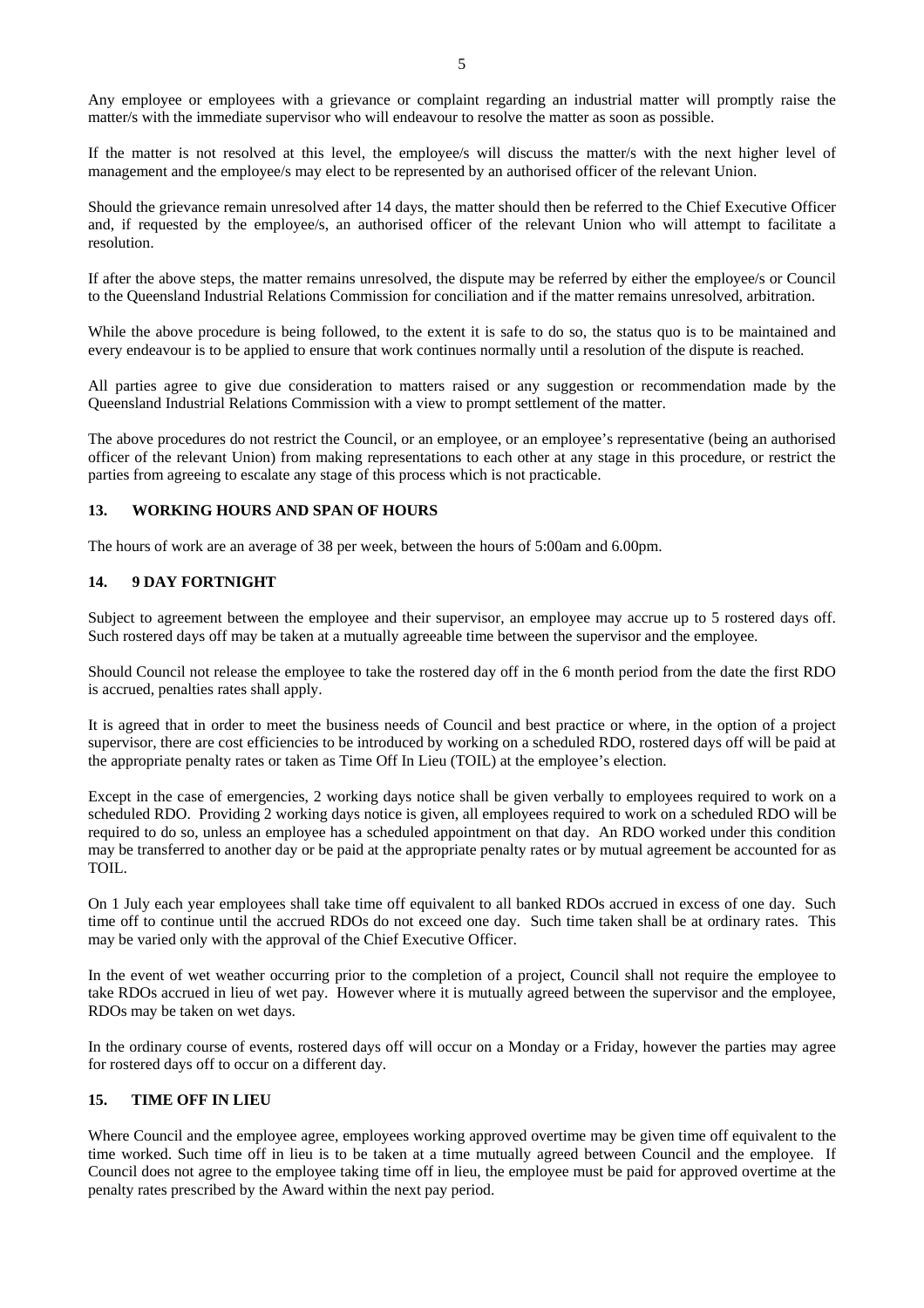Any employee or employees with a grievance or complaint regarding an industrial matter will promptly raise the matter/s with the immediate supervisor who will endeavour to resolve the matter as soon as possible.

If the matter is not resolved at this level, the employee/s will discuss the matter/s with the next higher level of management and the employee/s may elect to be represented by an authorised officer of the relevant Union.

Should the grievance remain unresolved after 14 days, the matter should then be referred to the Chief Executive Officer and, if requested by the employee/s, an authorised officer of the relevant Union who will attempt to facilitate a resolution.

If after the above steps, the matter remains unresolved, the dispute may be referred by either the employee/s or Council to the Queensland Industrial Relations Commission for conciliation and if the matter remains unresolved, arbitration.

While the above procedure is being followed, to the extent it is safe to do so, the status quo is to be maintained and every endeavour is to be applied to ensure that work continues normally until a resolution of the dispute is reached.

All parties agree to give due consideration to matters raised or any suggestion or recommendation made by the Queensland Industrial Relations Commission with a view to prompt settlement of the matter.

The above procedures do not restrict the Council, or an employee, or an employee's representative (being an authorised officer of the relevant Union) from making representations to each other at any stage in this procedure, or restrict the parties from agreeing to escalate any stage of this process which is not practicable.

## 13. WORKING HOURS AND SPAN OF HOURS

The hours of work are an average of 38 per week, between the hours of 5:00am and 6.00pm.

## 14. 9 DAY FORTNIGHT

Subject to agreement between the employee and their supervisor, an employee may accrue up to 5 rostered days off. Such rostered days off may be taken at a mutually agreeable time between the supervisor and the employee.

Should Council not release the employee to take the rostered day off in the 6 month period from the date the first RDO is accrued, penalties rates shall apply.

It is agreed that in order to meet the business needs of Council and best practice or where, in the option of a project supervisor, there are cost efficiencies to be introduced by working on a scheduled RDO, rostered days off will be paid at the appropriate penalty rates or taken as Time Off In Lieu (TOIL) at the employee's election.

Except in the case of emergencies, 2 working days notice shall be given verbally to employees required to work on a scheduled RDO. Providing 2 working days notice is given, all employees required to work on a scheduled RDO will be required to do so, unless an employee has a scheduled appointment on that day. An RDO worked under this condition may be transferred to another day or be paid at the appropriate penalty rates or by mutual agreement be accounted for as TOIL.

On 1 July each year employees shall take time off equivalent to all banked RDOs accrued in excess of one day. Such time off to continue until the accrued RDOs do not exceed one day. Such time taken shall be at ordinary rates. This may be varied only with the approval of the Chief Executive Officer.

In the event of wet weather occurring prior to the completion of a project, Council shall not require the employee to take RDOs accrued in lieu of wet pay. However where it is mutually agreed between the supervisor and the employee, RDOs may be taken on wet days.

In the ordinary course of events, rostered days off will occur on a Monday or a Friday, however the parties may agree for rostered days off to occur on a different day.

## 15. TIME OFF IN LIEU

Where Council and the employee agree, employees working approved overtime may be given time off equivalent to the time worked. Such time off in lieu is to be taken at a time mutually agreed between Council and the employee. If Council does not agree to the employee taking time off in lieu, the employee must be paid for approved overtime at the penalty rates prescribed by the Award within the next pay period.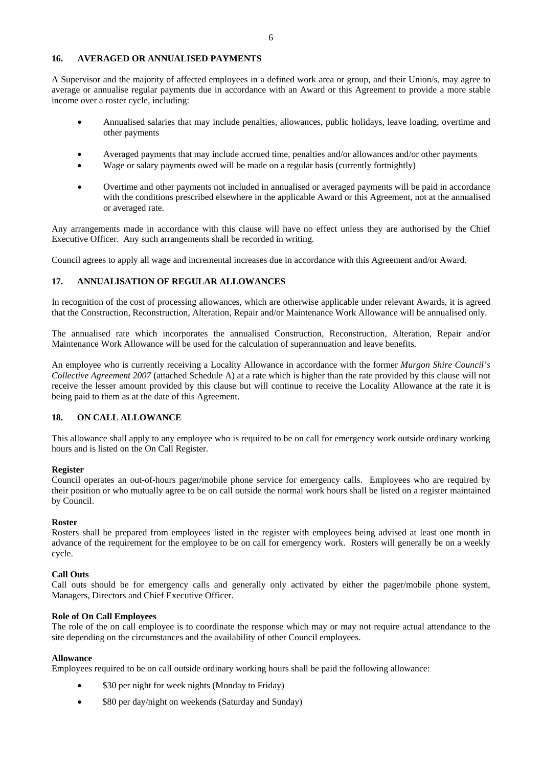## 16. AVERAGED OR ANNUALISED PAYMENTS

A Supervisor and the majority of affected employees in a defined work area or group, and their Union/s, may agree to average or annualise regular payments due in accordance with an Award or this Agreement to provide a more stable income over a roster cycle, including:

- Annualised salaries that may include penalties, allowances, public holidays, leave loading, overtime and other payments
- Averaged payments that may include accrued time, penalties and/or allowances and/or other payments
- Wage or salary payments owed will be made on a regular basis (currently fortnightly)
- Overtime and other payments not included in annualised or averaged payments will be paid in accordance with the conditions prescribed elsewhere in the applicable Award or this Agreement, not at the annualised or averaged rate.

Any arrangements made in accordance with this clause will have no effect unless they are authorised by the Chief Executive Officer. Any such arrangements shall be recorded in writing.

Council agrees to apply all wage and incremental increases due in accordance with this Agreement and/or Award.

## 17. ANNUALISATION OF REGULAR ALLOWANCES

In recognition of the cost of processing allowances, which are otherwise applicable under relevant Awards, it is agreed that the Construction, Reconstruction, Alteration, Repair and/or Maintenance Work Allowance will be annualised only.

The annualised rate which incorporates the annualised Construction, Reconstruction, Alteration, Repair and/or Maintenance Work Allowance will be used for the calculation of superannuation and leave benefits.

An employee who is currently receiving a Locality Allowance in accordance with the former *Murgon Shire Council's Collective Agreement 2007* (attached Schedule A) at a rate which is higher than the rate provided by this clause will not receive the lesser amount provided by this clause but will continue to receive the Locality Allowance at the rate it is being paid to them as at the date of this Agreement.

## 18. ON CALL ALLOWANCE

This allowance shall apply to any employee who is required to be on call for emergency work outside ordinary working hours and is listed on the On Call Register.

**Register**
Council operates an out-of-hours pager/mobile phone service for emergency calls. Employees who are required by their position or who mutually agree to be on call outside the normal work hours shall be listed on a register maintained by Council.

**Roster**
Rosters shall be prepared from employees listed in the register with employees being advised at least one month in advance of the requirement for the employee to be on call for emergency work. Rosters will generally be on a weekly cycle.

**Call Outs**
Call outs should be for emergency calls and generally only activated by either the pager/mobile phone system, Managers, Directors and Chief Executive Officer.

**Role of On Call Employees**
The role of the on call employee is to coordinate the response which may or may not require actual attendance to the site depending on the circumstances and the availability of other Council employees.

**Allowance**
Employees required to be on call outside ordinary working hours shall be paid the following allowance:

- $30 per night for week nights (Monday to Friday)
- $80 per day/night on weekends (Saturday and Sunday)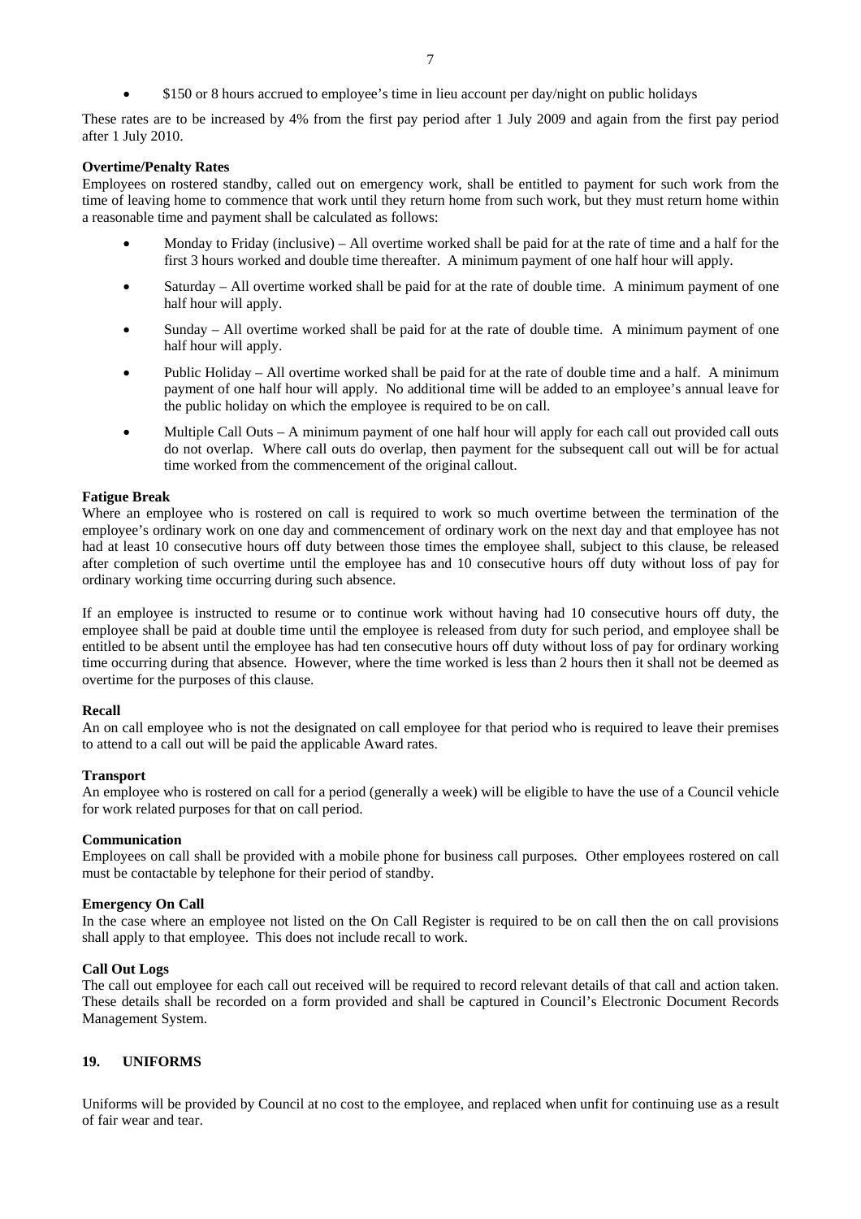- $150 or 8 hours accrued to employee's time in lieu account per day/night on public holidays

These rates are to be increased by 4% from the first pay period after 1 July 2009 and again from the first pay period after 1 July 2010.

**Overtime/Penalty Rates**

Employees on rostered standby, called out on emergency work, shall be entitled to payment for such work from the time of leaving home to commence that work until they return home from such work, but they must return home within a reasonable time and payment shall be calculated as follows:

- Monday to Friday (inclusive) – All overtime worked shall be paid for at the rate of time and a half for the first 3 hours worked and double time thereafter. A minimum payment of one half hour will apply.
- Saturday – All overtime worked shall be paid for at the rate of double time. A minimum payment of one half hour will apply.
- Sunday – All overtime worked shall be paid for at the rate of double time. A minimum payment of one half hour will apply.
- Public Holiday – All overtime worked shall be paid for at the rate of double time and a half. A minimum payment of one half hour will apply. No additional time will be added to an employee's annual leave for the public holiday on which the employee is required to be on call.
- Multiple Call Outs – A minimum payment of one half hour will apply for each call out provided call outs do not overlap. Where call outs do overlap, then payment for the subsequent call out will be for actual time worked from the commencement of the original callout.

**Fatigue Break**

Where an employee who is rostered on call is required to work so much overtime between the termination of the employee's ordinary work on one day and commencement of ordinary work on the next day and that employee has not had at least 10 consecutive hours off duty between those times the employee shall, subject to this clause, be released after completion of such overtime until the employee has and 10 consecutive hours off duty without loss of pay for ordinary working time occurring during such absence.

If an employee is instructed to resume or to continue work without having had 10 consecutive hours off duty, the employee shall be paid at double time until the employee is released from duty for such period, and employee shall be entitled to be absent until the employee has had ten consecutive hours off duty without loss of pay for ordinary working time occurring during that absence. However, where the time worked is less than 2 hours then it shall not be deemed as overtime for the purposes of this clause.

**Recall**

An on call employee who is not the designated on call employee for that period who is required to leave their premises to attend to a call out will be paid the applicable Award rates.

**Transport**

An employee who is rostered on call for a period (generally a week) will be eligible to have the use of a Council vehicle for work related purposes for that on call period.

**Communication**

Employees on call shall be provided with a mobile phone for business call purposes. Other employees rostered on call must be contactable by telephone for their period of standby.

**Emergency On Call**

In the case where an employee not listed on the On Call Register is required to be on call then the on call provisions shall apply to that employee. This does not include recall to work.

**Call Out Logs**

The call out employee for each call out received will be required to record relevant details of that call and action taken. These details shall be recorded on a form provided and shall be captured in Council's Electronic Document Records Management System.

## 19. UNIFORMS

Uniforms will be provided by Council at no cost to the employee, and replaced when unfit for continuing use as a result of fair wear and tear.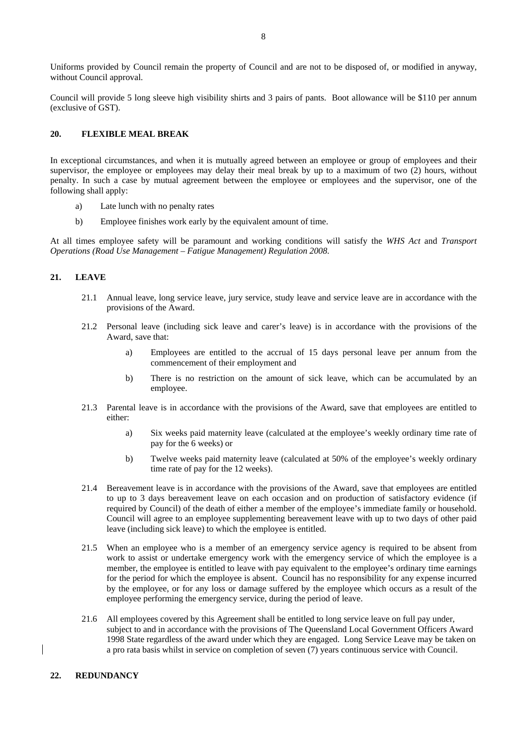Uniforms provided by Council remain the property of Council and are not to be disposed of, or modified in anyway, without Council approval.

Council will provide 5 long sleeve high visibility shirts and 3 pairs of pants. Boot allowance will be $110 per annum (exclusive of GST).

## 20. FLEXIBLE MEAL BREAK

In exceptional circumstances, and when it is mutually agreed between an employee or group of employees and their supervisor, the employee or employees may delay their meal break by up to a maximum of two (2) hours, without penalty. In such a case by mutual agreement between the employee or employees and the supervisor, one of the following shall apply:

a) Late lunch with no penalty rates

b) Employee finishes work early by the equivalent amount of time.

At all times employee safety will be paramount and working conditions will satisfy the *WHS Act* and *Transport Operations (Road Use Management – Fatigue Management) Regulation 2008*.

## 21. LEAVE

21.1 Annual leave, long service leave, jury service, study leave and service leave are in accordance with the provisions of the Award.

21.2 Personal leave (including sick leave and carer's leave) is in accordance with the provisions of the Award, save that:

> a) Employees are entitled to the accrual of 15 days personal leave per annum from the commencement of their employment and
>
> b) There is no restriction on the amount of sick leave, which can be accumulated by an employee.

21.3 Parental leave is in accordance with the provisions of the Award, save that employees are entitled to either:

> a) Six weeks paid maternity leave (calculated at the employee's weekly ordinary time rate of pay for the 6 weeks) or
>
> b) Twelve weeks paid maternity leave (calculated at 50% of the employee's weekly ordinary time rate of pay for the 12 weeks).

21.4 Bereavement leave is in accordance with the provisions of the Award, save that employees are entitled to up to 3 days bereavement leave on each occasion and on production of satisfactory evidence (if required by Council) of the death of either a member of the employee's immediate family or household. Council will agree to an employee supplementing bereavement leave with up to two days of other paid leave (including sick leave) to which the employee is entitled.

21.5 When an employee who is a member of an emergency service agency is required to be absent from work to assist or undertake emergency work with the emergency service of which the employee is a member, the employee is entitled to leave with pay equivalent to the employee's ordinary time earnings for the period for which the employee is absent. Council has no responsibility for any expense incurred by the employee, or for any loss or damage suffered by the employee which occurs as a result of the employee performing the emergency service, during the period of leave.

21.6 All employees covered by this Agreement shall be entitled to long service leave on full pay under, subject to and in accordance with the provisions of The Queensland Local Government Officers Award 1998 State regardless of the award under which they are engaged. Long Service Leave may be taken on a pro rata basis whilst in service on completion of seven (7) years continuous service with Council.

## 22. REDUNDANCY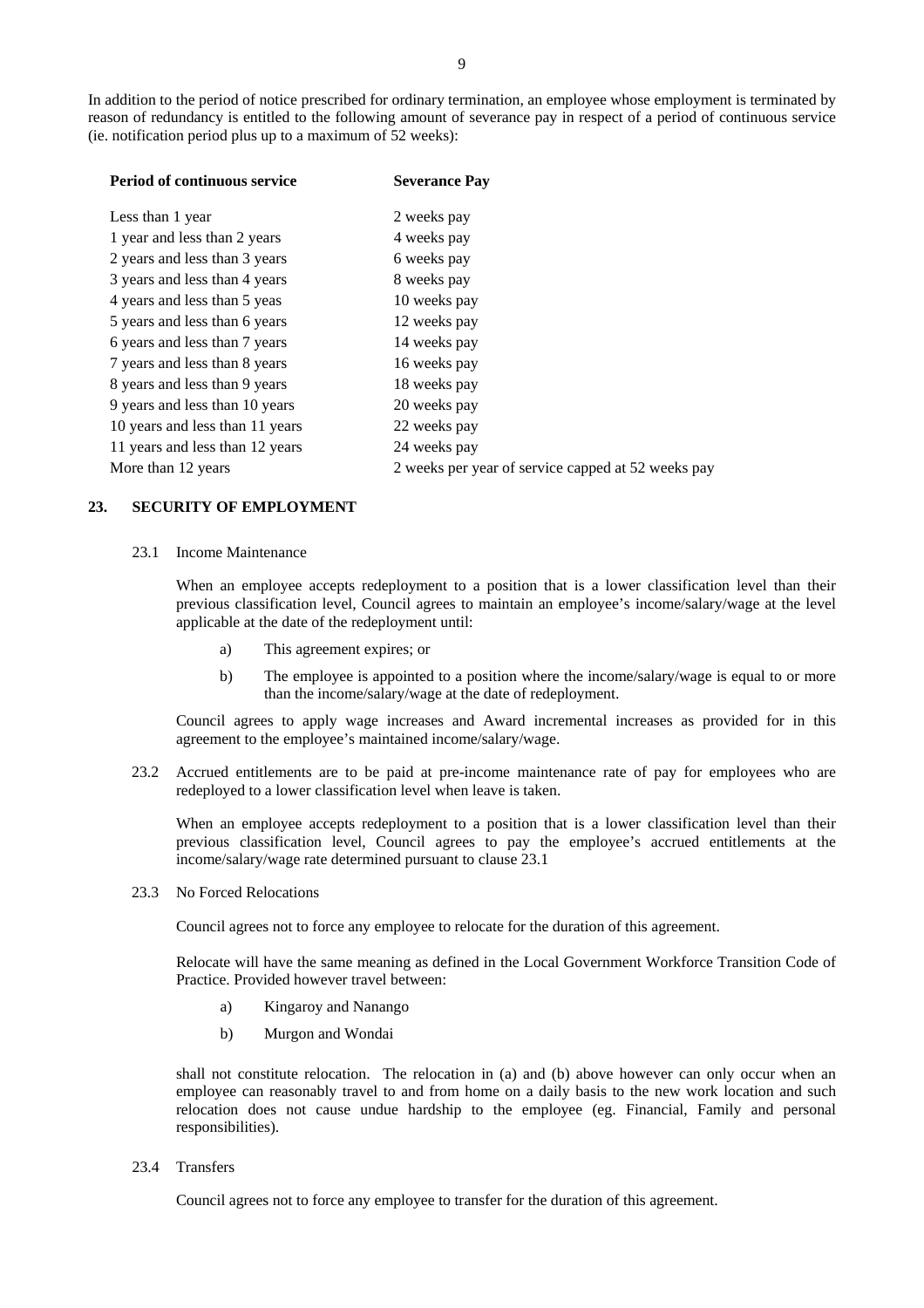In addition to the period of notice prescribed for ordinary termination, an employee whose employment is terminated by reason of redundancy is entitled to the following amount of severance pay in respect of a period of continuous service (ie. notification period plus up to a maximum of 52 weeks):

| Period of continuous service | Severance Pay |
|---|---|
| Less than 1 year | 2 weeks pay |
| 1 year and less than 2 years | 4 weeks pay |
| 2 years and less than 3 years | 6 weeks pay |
| 3 years and less than 4 years | 8 weeks pay |
| 4 years and less than 5 yeas | 10 weeks pay |
| 5 years and less than 6 years | 12 weeks pay |
| 6 years and less than 7 years | 14 weeks pay |
| 7 years and less than 8 years | 16 weeks pay |
| 8 years and less than 9 years | 18 weeks pay |
| 9 years and less than 10 years | 20 weeks pay |
| 10 years and less than 11 years | 22 weeks pay |
| 11 years and less than 12 years | 24 weeks pay |
| More than 12 years | 2 weeks per year of service capped at 52 weeks pay |

## 23. SECURITY OF EMPLOYMENT

23.1 Income Maintenance

When an employee accepts redeployment to a position that is a lower classification level than their previous classification level, Council agrees to maintain an employee's income/salary/wage at the level applicable at the date of the redeployment until:

a) This agreement expires; or

b) The employee is appointed to a position where the income/salary/wage is equal to or more than the income/salary/wage at the date of redeployment.

Council agrees to apply wage increases and Award incremental increases as provided for in this agreement to the employee's maintained income/salary/wage.

23.2 Accrued entitlements are to be paid at pre-income maintenance rate of pay for employees who are redeployed to a lower classification level when leave is taken.

When an employee accepts redeployment to a position that is a lower classification level than their previous classification level, Council agrees to pay the employee's accrued entitlements at the income/salary/wage rate determined pursuant to clause 23.1

23.3 No Forced Relocations

Council agrees not to force any employee to relocate for the duration of this agreement.

Relocate will have the same meaning as defined in the Local Government Workforce Transition Code of Practice. Provided however travel between:

a) Kingaroy and Nanango

b) Murgon and Wondai

shall not constitute relocation. The relocation in (a) and (b) above however can only occur when an employee can reasonably travel to and from home on a daily basis to the new work location and such relocation does not cause undue hardship to the employee (eg. Financial, Family and personal responsibilities).

23.4 Transfers

Council agrees not to force any employee to transfer for the duration of this agreement.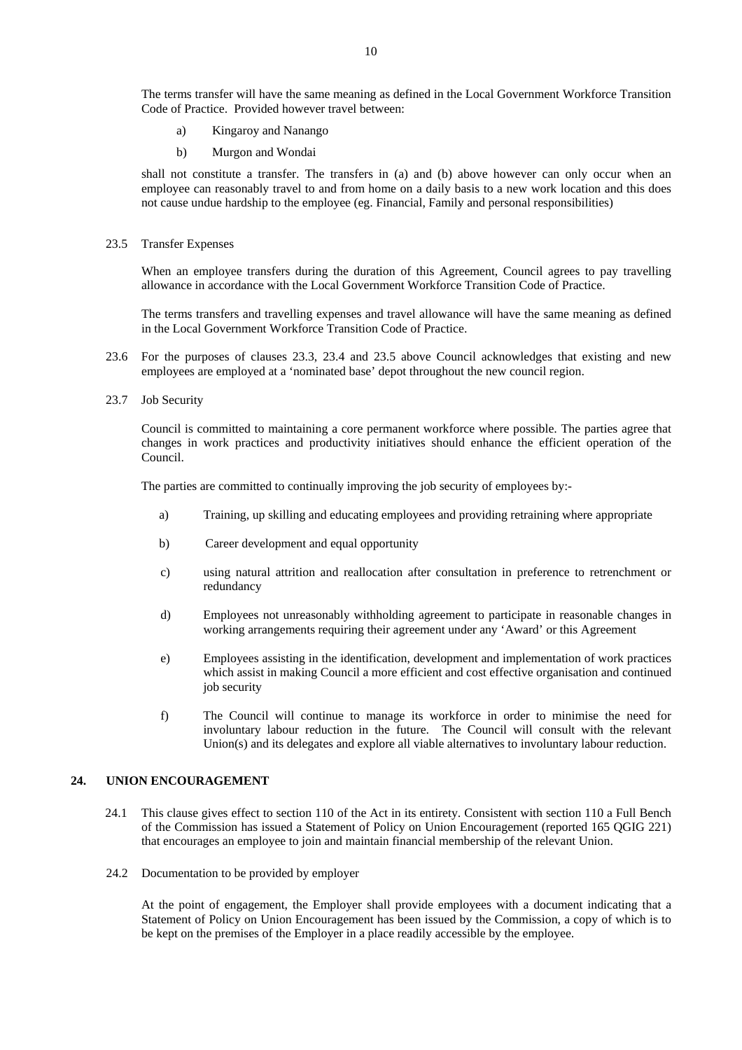The terms transfer will have the same meaning as defined in the Local Government Workforce Transition Code of Practice. Provided however travel between:

a) Kingaroy and Nanango

b) Murgon and Wondai

shall not constitute a transfer. The transfers in (a) and (b) above however can only occur when an employee can reasonably travel to and from home on a daily basis to a new work location and this does not cause undue hardship to the employee (eg. Financial, Family and personal responsibilities)

23.5 Transfer Expenses

When an employee transfers during the duration of this Agreement, Council agrees to pay travelling allowance in accordance with the Local Government Workforce Transition Code of Practice.

The terms transfers and travelling expenses and travel allowance will have the same meaning as defined in the Local Government Workforce Transition Code of Practice.

23.6 For the purposes of clauses 23.3, 23.4 and 23.5 above Council acknowledges that existing and new employees are employed at a 'nominated base' depot throughout the new council region.

23.7 Job Security

Council is committed to maintaining a core permanent workforce where possible. The parties agree that changes in work practices and productivity initiatives should enhance the efficient operation of the Council.

The parties are committed to continually improving the job security of employees by:-

a) Training, up skilling and educating employees and providing retraining where appropriate

b) Career development and equal opportunity

c) using natural attrition and reallocation after consultation in preference to retrenchment or redundancy

d) Employees not unreasonably withholding agreement to participate in reasonable changes in working arrangements requiring their agreement under any 'Award' or this Agreement

e) Employees assisting in the identification, development and implementation of work practices which assist in making Council a more efficient and cost effective organisation and continued job security

f) The Council will continue to manage its workforce in order to minimise the need for involuntary labour reduction in the future. The Council will consult with the relevant Union(s) and its delegates and explore all viable alternatives to involuntary labour reduction.

## 24. UNION ENCOURAGEMENT

24.1 This clause gives effect to section 110 of the Act in its entirety. Consistent with section 110 a Full Bench of the Commission has issued a Statement of Policy on Union Encouragement (reported 165 QGIG 221) that encourages an employee to join and maintain financial membership of the relevant Union.

24.2 Documentation to be provided by employer

At the point of engagement, the Employer shall provide employees with a document indicating that a Statement of Policy on Union Encouragement has been issued by the Commission, a copy of which is to be kept on the premises of the Employer in a place readily accessible by the employee.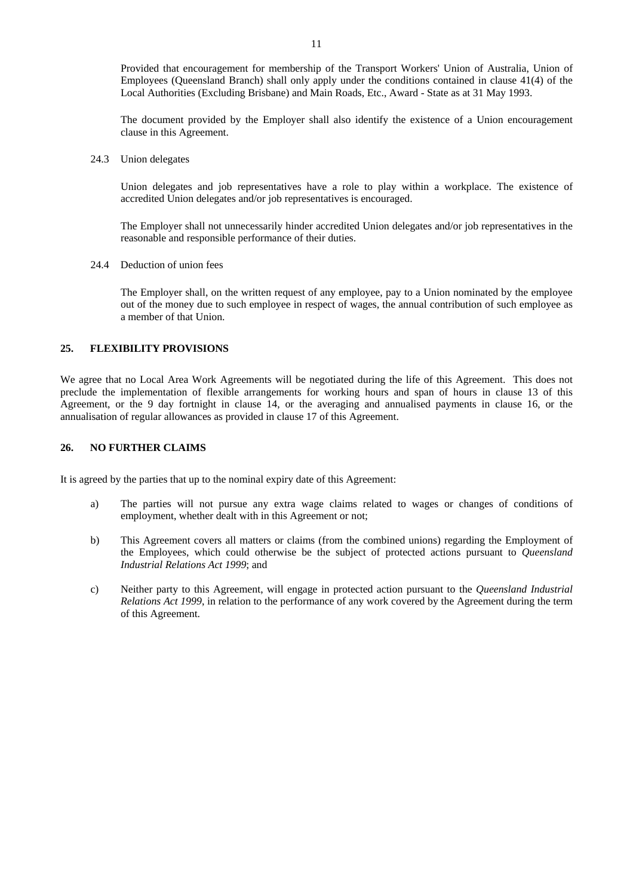Provided that encouragement for membership of the Transport Workers' Union of Australia, Union of Employees (Queensland Branch) shall only apply under the conditions contained in clause 41(4) of the Local Authorities (Excluding Brisbane) and Main Roads, Etc., Award - State as at 31 May 1993.

The document provided by the Employer shall also identify the existence of a Union encouragement clause in this Agreement.

24.3 Union delegates

Union delegates and job representatives have a role to play within a workplace. The existence of accredited Union delegates and/or job representatives is encouraged.

The Employer shall not unnecessarily hinder accredited Union delegates and/or job representatives in the reasonable and responsible performance of their duties.

24.4 Deduction of union fees

The Employer shall, on the written request of any employee, pay to a Union nominated by the employee out of the money due to such employee in respect of wages, the annual contribution of such employee as a member of that Union.

## 25. FLEXIBILITY PROVISIONS

We agree that no Local Area Work Agreements will be negotiated during the life of this Agreement. This does not preclude the implementation of flexible arrangements for working hours and span of hours in clause 13 of this Agreement, or the 9 day fortnight in clause 14, or the averaging and annualised payments in clause 16, or the annualisation of regular allowances as provided in clause 17 of this Agreement.

## 26. NO FURTHER CLAIMS

It is agreed by the parties that up to the nominal expiry date of this Agreement:

a) The parties will not pursue any extra wage claims related to wages or changes of conditions of employment, whether dealt with in this Agreement or not;

b) This Agreement covers all matters or claims (from the combined unions) regarding the Employment of the Employees, which could otherwise be the subject of protected actions pursuant to *Queensland Industrial Relations Act 1999*; and

c) Neither party to this Agreement, will engage in protected action pursuant to the *Queensland Industrial Relations Act 1999*, in relation to the performance of any work covered by the Agreement during the term of this Agreement.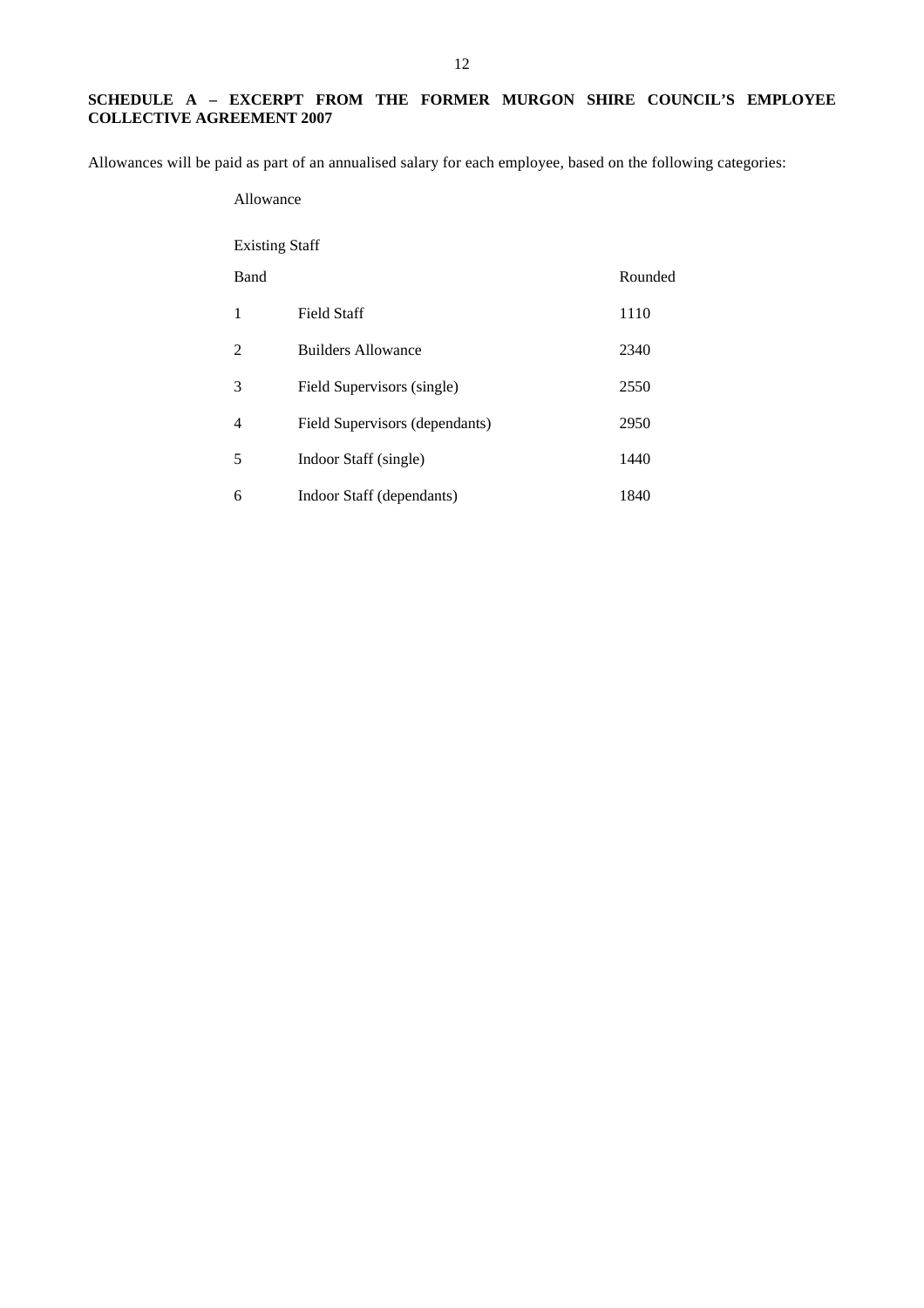**SCHEDULE A – EXCERPT FROM THE FORMER MURGON SHIRE COUNCIL'S EMPLOYEE COLLECTIVE AGREEMENT 2007**

Allowances will be paid as part of an annualised salary for each employee, based on the following categories:

Allowance

Existing Staff

| Band | | Rounded |
|---|---|---|
| 1 | Field Staff | 1110 |
| 2 | Builders Allowance | 2340 |
| 3 | Field Supervisors (single) | 2550 |
| 4 | Field Supervisors (dependants) | 2950 |
| 5 | Indoor Staff (single) | 1440 |
| 6 | Indoor Staff (dependants) | 1840 |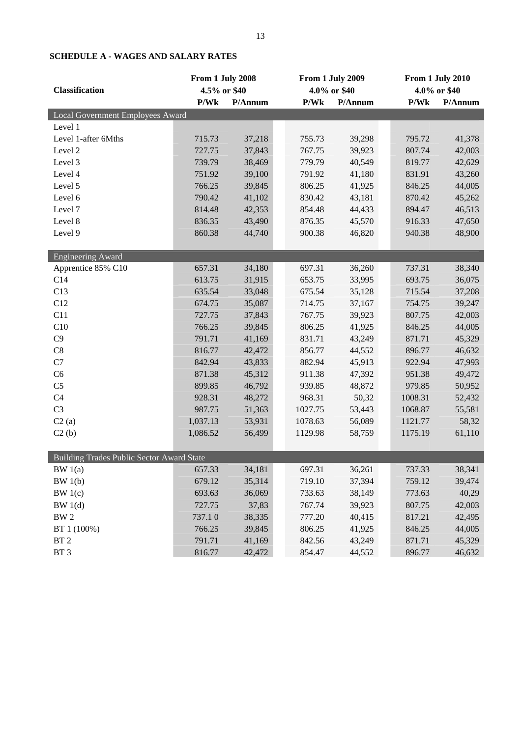**SCHEDULE A - WAGES AND SALARY RATES**

| Classification | From 1 July 2008 4.5% or $40 | | From 1 July 2009 4.0% or $40 | | From 1 July 2010 4.0% or $40 | |
|---|---|---|---|---|---|---|
| | P/Wk | P/Annum | P/Wk | P/Annum | P/Wk | P/Annum |
| **Local Government Employees Award** | | | | | | |
| Level 1 | | | | | | |
| Level 1-after 6Mths | 715.73 | 37,218 | 755.73 | 39,298 | 795.72 | 41,378 |
| Level 2 | 727.75 | 37,843 | 767.75 | 39,923 | 807.74 | 42,003 |
| Level 3 | 739.79 | 38,469 | 779.79 | 40,549 | 819.77 | 42,629 |
| Level 4 | 751.92 | 39,100 | 791.92 | 41,180 | 831.91 | 43,260 |
| Level 5 | 766.25 | 39,845 | 806.25 | 41,925 | 846.25 | 44,005 |
| Level 6 | 790.42 | 41,102 | 830.42 | 43,181 | 870.42 | 45,262 |
| Level 7 | 814.48 | 42,353 | 854.48 | 44,433 | 894.47 | 46,513 |
| Level 8 | 836.35 | 43,490 | 876.35 | 45,570 | 916.33 | 47,650 |
| Level 9 | 860.38 | 44,740 | 900.38 | 46,820 | 940.38 | 48,900 |
| **Engineering Award** | | | | | | |
| Apprentice 85% C10 | 657.31 | 34,180 | 697.31 | 36,260 | 737.31 | 38,340 |
| C14 | 613.75 | 31,915 | 653.75 | 33,995 | 693.75 | 36,075 |
| C13 | 635.54 | 33,048 | 675.54 | 35,128 | 715.54 | 37,208 |
| C12 | 674.75 | 35,087 | 714.75 | 37,167 | 754.75 | 39,247 |
| C11 | 727.75 | 37,843 | 767.75 | 39,923 | 807.75 | 42,003 |
| C10 | 766.25 | 39,845 | 806.25 | 41,925 | 846.25 | 44,005 |
| C9 | 791.71 | 41,169 | 831.71 | 43,249 | 871.71 | 45,329 |
| C8 | 816.77 | 42,472 | 856.77 | 44,552 | 896.77 | 46,632 |
| C7 | 842.94 | 43,833 | 882.94 | 45,913 | 922.94 | 47,993 |
| C6 | 871.38 | 45,312 | 911.38 | 47,392 | 951.38 | 49,472 |
| C5 | 899.85 | 46,792 | 939.85 | 48,872 | 979.85 | 50,952 |
| C4 | 928.31 | 48,272 | 968.31 | 50,32 | 1008.31 | 52,432 |
| C3 | 987.75 | 51,363 | 1027.75 | 53,443 | 1068.87 | 55,581 |
| C2 (a) | 1,037.13 | 53,931 | 1078.63 | 56,089 | 1121.77 | 58,32 |
| C2 (b) | 1,086.52 | 56,499 | 1129.98 | 58,759 | 1175.19 | 61,110 |
| **Building Trades Public Sector Award State** | | | | | | |
| BW 1(a) | 657.33 | 34,181 | 697.31 | 36,261 | 737.33 | 38,341 |
| BW 1(b) | 679.12 | 35,314 | 719.10 | 37,394 | 759.12 | 39,474 |
| BW 1(c) | 693.63 | 36,069 | 733.63 | 38,149 | 773.63 | 40,29 |
| BW 1(d) | 727.75 | 37,83 | 767.74 | 39,923 | 807.75 | 42,003 |
| BW 2 | 737.1 0 | 38,335 | 777.20 | 40,415 | 817.21 | 42,495 |
| BT 1 (100%) | 766.25 | 39,845 | 806.25 | 41,925 | 846.25 | 44,005 |
| BT 2 | 791.71 | 41,169 | 842.56 | 43,249 | 871.71 | 45,329 |
| BT 3 | 816.77 | 42,472 | 854.47 | 44,552 | 896.77 | 46,632 |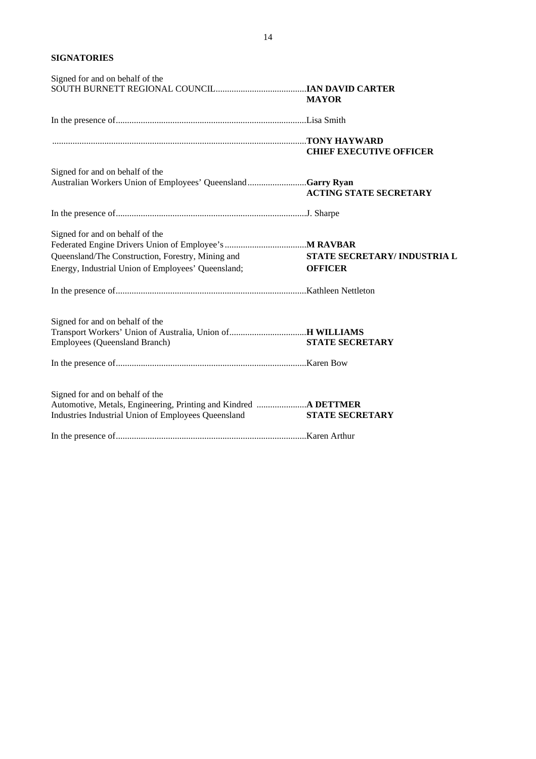**SIGNATORIES**

Signed for and on behalf of the
SOUTH BURNETT REGIONAL COUNCIL........................................**IAN DAVID CARTER**
**MAYOR**

In the presence of...................................................................................Lisa Smith

...............................................................................................................**TONY HAYWARD**
**CHIEF EXECUTIVE OFFICER**

Signed for and on behalf of the
Australian Workers Union of Employees' Queensland..........................**Garry Ryan**
**ACTING STATE SECRETARY**

In the presence of...................................................................................J. Sharpe

Signed for and on behalf of the
Federated Engine Drivers Union of Employee's....................................**M RAVBAR**
Queensland/The Construction, Forestry, Mining and **STATE SECRETARY/ INDUSTRIA L**
Energy, Industrial Union of Employees' Queensland; **OFFICER**

In the presence of...................................................................................Kathleen Nettleton

Signed for and on behalf of the
Transport Workers' Union of Australia, Union of..................................**H WILLIAMS**
Employees (Queensland Branch) **STATE SECRETARY**

In the presence of...................................................................................Karen Bow

Signed for and on behalf of the
Automotive, Metals, Engineering, Printing and Kindred ......................**A DETTMER**
Industries Industrial Union of Employees Queensland **STATE SECRETARY**

In the presence of...................................................................................Karen Arthur